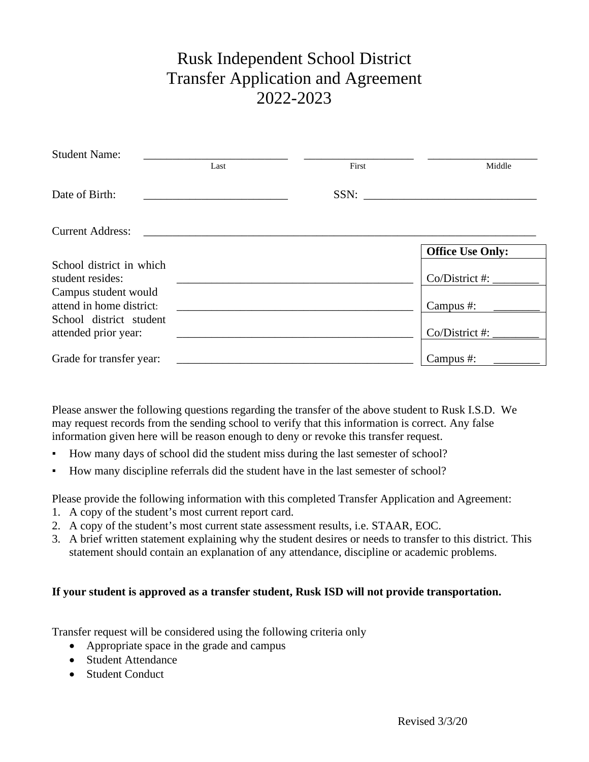# Rusk Independent School District
# Transfer Application and Agreement
# 2022-2023

Student Name: _________________________ ___________________ ___________________
Last First Middle

Date of Birth: _________________________ SSN: ______________________________

Current Address: _____________________________________________________________________

| | | Office Use Only: |
|---|---|---|
| School district in which student resides: | __________________________________________ | Co/District #: ________ |
| Campus student would attend in home district: | __________________________________________ | Campus #: ________ |
| School district student attended prior year: | __________________________________________ | Co/District #: ________ |
| Grade for transfer year: | __________________________________________ | Campus #: ________ |

Please answer the following questions regarding the transfer of the above student to Rusk I.S.D. We may request records from the sending school to verify that this information is correct. Any false information given here will be reason enough to deny or revoke this transfer request.

- How many days of school did the student miss during the last semester of school?
- How many discipline referrals did the student have in the last semester of school?

Please provide the following information with this completed Transfer Application and Agreement:

1. A copy of the student's most current report card.
2. A copy of the student's most current state assessment results, i.e. STAAR, EOC.
3. A brief written statement explaining why the student desires or needs to transfer to this district. This statement should contain an explanation of any attendance, discipline or academic problems.

**If your student is approved as a transfer student, Rusk ISD will not provide transportation.**

Transfer request will be considered using the following criteria only

- Appropriate space in the grade and campus
- Student Attendance
- Student Conduct

Revised 3/3/20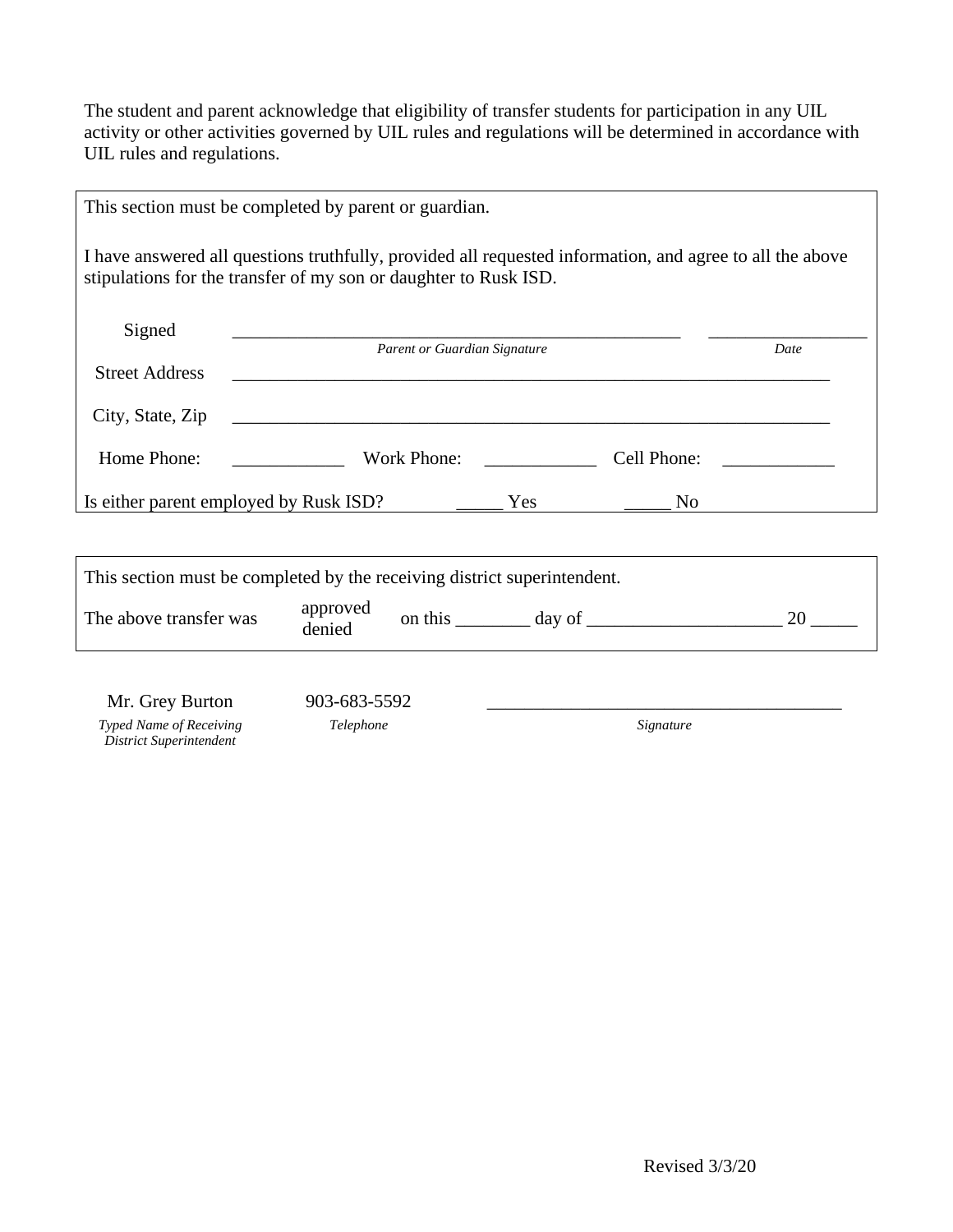The student and parent acknowledge that eligibility of transfer students for participation in any UIL activity or other activities governed by UIL rules and regulations will be determined in accordance with UIL rules and regulations.

---

This section must be completed by parent or guardian.

I have answered all questions truthfully, provided all requested information, and agree to all the above stipulations for the transfer of my son or daughter to Rusk ISD.

Signed ___________________________________________ ________________
*Parent or Guardian Signature* *Date*

Street Address ________________________________________________________________

City, State, Zip ________________________________________________________________

Home Phone: ___________ Work Phone: ___________ Cell Phone: ___________

Is either parent employed by Rusk ISD? _____ Yes _____ No

---

This section must be completed by the receiving district superintendent.

The above transfer was approved / denied on this ________ day of ____________________ 20 _____

---

Mr. Grey Burton 903-683-5592 ____________________________________
*Typed Name of Receiving District Superintendent* *Telephone* *Signature*

Revised 3/3/20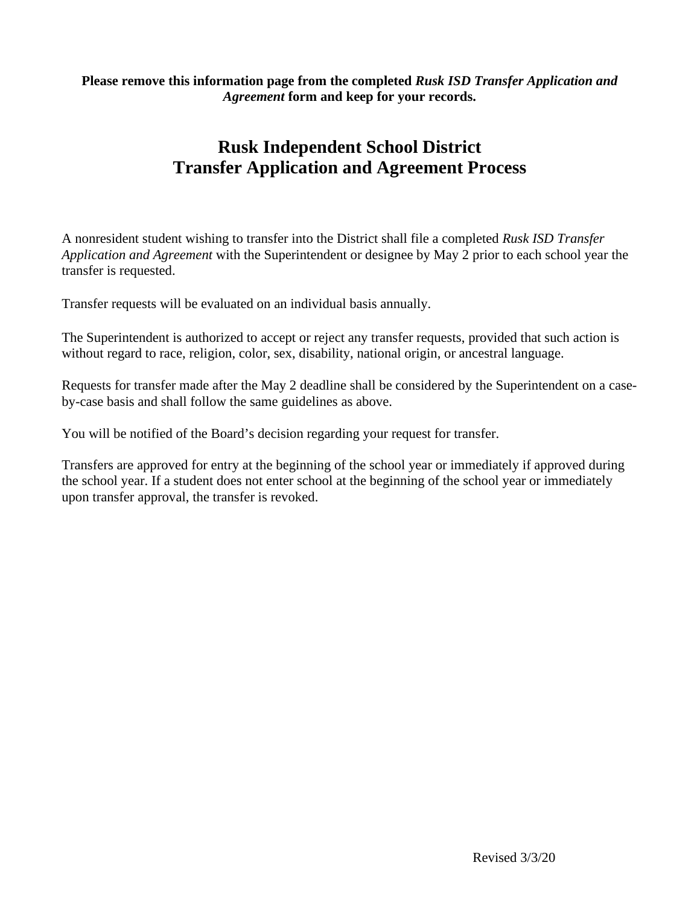**Please remove this information page from the completed *Rusk ISD Transfer Application and Agreement* form and keep for your records.**

# Rusk Independent School District
# Transfer Application and Agreement Process

A nonresident student wishing to transfer into the District shall file a completed *Rusk ISD Transfer Application and Agreement* with the Superintendent or designee by May 2 prior to each school year the transfer is requested.

Transfer requests will be evaluated on an individual basis annually.

The Superintendent is authorized to accept or reject any transfer requests, provided that such action is without regard to race, religion, color, sex, disability, national origin, or ancestral language.

Requests for transfer made after the May 2 deadline shall be considered by the Superintendent on a case-by-case basis and shall follow the same guidelines as above.

You will be notified of the Board's decision regarding your request for transfer.

Transfers are approved for entry at the beginning of the school year or immediately if approved during the school year. If a student does not enter school at the beginning of the school year or immediately upon transfer approval, the transfer is revoked.

Revised 3/3/20